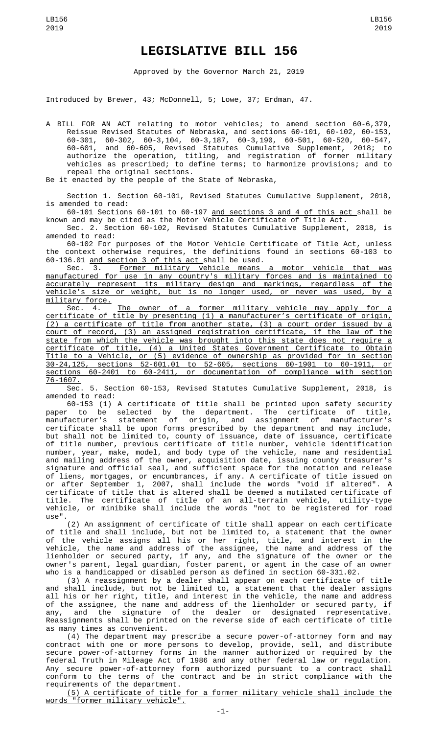# LEGISLATIVE BILL 156

Approved by the Governor March 21, 2019

Introduced by Brewer, 43; McDonnell, 5; Lowe, 37; Erdman, 47.

A BILL FOR AN ACT relating to motor vehicles; to amend section 60-6,379, Reissue Revised Statutes of Nebraska, and sections 60-101, 60-102, 60-153, 60-301, 60-302, 60-3,104, 60-3,187, 60-3,190, 60-501, 60-520, 60-547, 60-601, and 60-605, Revised Statutes Cumulative Supplement, 2018; to authorize the operation, titling, and registration of former military vehicles as prescribed; to define terms; to harmonize provisions; and to repeal the original sections.

Be it enacted by the people of the State of Nebraska,

Section 1. Section 60-101, Revised Statutes Cumulative Supplement, 2018, is amended to read:

60-101 Sections 60-101 to 60-197 and sections 3 and 4 of this act shall be known and may be cited as the Motor Vehicle Certificate of Title Act.

Sec. 2. Section 60-102, Revised Statutes Cumulative Supplement, 2018, is amended to read:

60-102 For purposes of the Motor Vehicle Certificate of Title Act, unless the context otherwise requires, the definitions found in sections 60-103 to 60-136.01 and section 3 of this act shall be used.

Sec. 3. Former military vehicle means a motor vehicle that was manufactured for use in any country's military forces and is maintained to accurately represent its military design and markings, regardless of the vehicle's size or weight, but is no longer used, or never was used, by a military force.

Sec. 4. The owner of a former military vehicle may apply for a certificate of title by presenting (1) a manufacturer's certificate of origin, (2) a certificate of title from another state, (3) a court order issued by a court of record, (3) an assigned registration certificate, if the law of the state from which the vehicle was brought into this state does not require a certificate of title, (4) a United States Government Certificate to Obtain Title to a Vehicle, or (5) evidence of ownership as provided for in section 30-24,125, sections 52-601.01 to 52-605, sections 60-1901 to 60-1911, or sections 60-2401 to 60-2411, or documentation of compliance with section 76-1607.

Sec. 5. Section 60-153, Revised Statutes Cumulative Supplement, 2018, is amended to read:

60-153 (1) A certificate of title shall be printed upon safety security paper to be selected by the department. The certificate of title, manufacturer's statement of origin, and assignment of manufacturer's certificate shall be upon forms prescribed by the department and may include, but shall not be limited to, county of issuance, date of issuance, certificate of title number, previous certificate of title number, vehicle identification number, year, make, model, and body type of the vehicle, name and residential and mailing address of the owner, acquisition date, issuing county treasurer's signature and official seal, and sufficient space for the notation and release of liens, mortgages, or encumbrances, if any. A certificate of title issued on or after September 1, 2007, shall include the words "void if altered". A certificate of title that is altered shall be deemed a mutilated certificate of title. The certificate of title of an all-terrain vehicle, utility-type vehicle, or minibike shall include the words "not to be registered for road use".

(2) An assignment of certificate of title shall appear on each certificate of title and shall include, but not be limited to, a statement that the owner of the vehicle assigns all his or her right, title, and interest in the vehicle, the name and address of the assignee, the name and address of the lienholder or secured party, if any, and the signature of the owner or the owner's parent, legal guardian, foster parent, or agent in the case of an owner who is a handicapped or disabled person as defined in section 60-331.02.

(3) A reassignment by a dealer shall appear on each certificate of title and shall include, but not be limited to, a statement that the dealer assigns all his or her right, title, and interest in the vehicle, the name and address of the assignee, the name and address of the lienholder or secured party, if any, and the signature of the dealer or designated representative. Reassignments shall be printed on the reverse side of each certificate of title as many times as convenient.

(4) The department may prescribe a secure power-of-attorney form and may contract with one or more persons to develop, provide, sell, and distribute secure power-of-attorney forms in the manner authorized or required by the federal Truth in Mileage Act of 1986 and any other federal law or regulation. Any secure power-of-attorney form authorized pursuant to a contract shall conform to the terms of the contract and be in strict compliance with the requirements of the department.

(5) A certificate of title for a former military vehicle shall include the words "former military vehicle".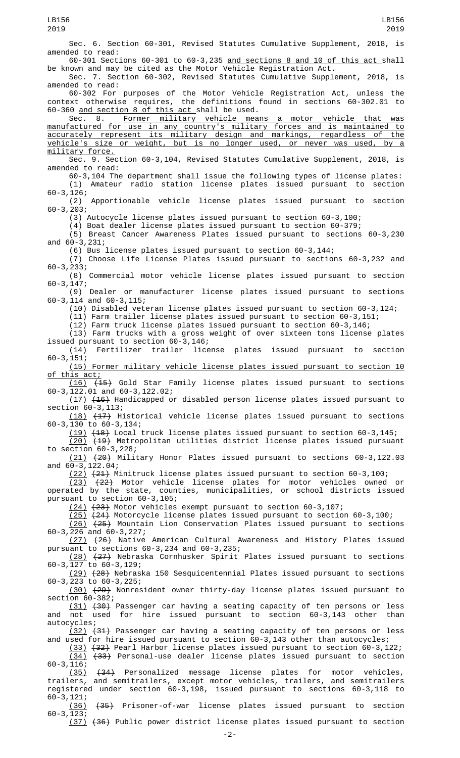Sec. 6. Section 60-301, Revised Statutes Cumulative Supplement, 2018, is amended to read:

60-301 Sections 60-301 to 60-3,235 and sections 8 and 10 of this act shall be known and may be cited as the Motor Vehicle Registration Act.

Sec. 7. Section 60-302, Revised Statutes Cumulative Supplement, 2018, is amended to read:

60-302 For purposes of the Motor Vehicle Registration Act, unless the context otherwise requires, the definitions found in sections 60-302.01 to 60-360 and section 8 of this act shall be used.

Sec. 8. Former military vehicle means a motor vehicle that was manufactured for use in any country's military forces and is maintained to accurately represent its military design and markings, regardless of the vehicle's size or weight, but is no longer used, or never was used, by a military force.

Sec. 9. Section 60-3,104, Revised Statutes Cumulative Supplement, 2018, is amended to read:

60-3,104 The department shall issue the following types of license plates:

(1) Amateur radio station license plates issued pursuant to section 60-3,126;

(2) Apportionable vehicle license plates issued pursuant to section 60-3,203;

(3) Autocycle license plates issued pursuant to section 60-3,100;

(4) Boat dealer license plates issued pursuant to section 60-379;

(5) Breast Cancer Awareness Plates issued pursuant to sections 60-3,230 and 60-3,231;

(6) Bus license plates issued pursuant to section 60-3,144;

(7) Choose Life License Plates issued pursuant to sections 60-3,232 and 60-3,233;

(8) Commercial motor vehicle license plates issued pursuant to section 60-3,147;

(9) Dealer or manufacturer license plates issued pursuant to sections 60-3,114 and 60-3,115;

(10) Disabled veteran license plates issued pursuant to section 60-3,124;

(11) Farm trailer license plates issued pursuant to section 60-3,151;

(12) Farm truck license plates issued pursuant to section 60-3,146;

(13) Farm trucks with a gross weight of over sixteen tons license plates issued pursuant to section 60-3,146;

(14) Fertilizer trailer license plates issued pursuant to section 60-3,151;

(15) Former military vehicle license plates issued pursuant to section 10 of this act;

(16) ~~(15)~~ Gold Star Family license plates issued pursuant to sections 60-3,122.01 and 60-3,122.02;

(17) ~~(16)~~ Handicapped or disabled person license plates issued pursuant to section 60-3,113;

(18) ~~(17)~~ Historical vehicle license plates issued pursuant to sections 60-3,130 to 60-3,134;

(19) ~~(18)~~ Local truck license plates issued pursuant to section 60-3,145;

(20) ~~(19)~~ Metropolitan utilities district license plates issued pursuant to section 60-3,228;

(21) ~~(20)~~ Military Honor Plates issued pursuant to sections 60-3,122.03 and 60-3,122.04;

(22) ~~(21)~~ Minitruck license plates issued pursuant to section 60-3,100;

(23) ~~(22)~~ Motor vehicle license plates for motor vehicles owned or operated by the state, counties, municipalities, or school districts issued pursuant to section 60-3,105;

(24) ~~(23)~~ Motor vehicles exempt pursuant to section 60-3,107;

(25) ~~(24)~~ Motorcycle license plates issued pursuant to section 60-3,100;

(26) ~~(25)~~ Mountain Lion Conservation Plates issued pursuant to sections 60-3,226 and 60-3,227;

(27) ~~(26)~~ Native American Cultural Awareness and History Plates issued pursuant to sections 60-3,234 and 60-3,235;

(28) ~~(27)~~ Nebraska Cornhusker Spirit Plates issued pursuant to sections 60-3,127 to 60-3,129;

(29) ~~(28)~~ Nebraska 150 Sesquicentennial Plates issued pursuant to sections 60-3,223 to 60-3,225;

(30) ~~(29)~~ Nonresident owner thirty-day license plates issued pursuant to section 60-382;

(31) ~~(30)~~ Passenger car having a seating capacity of ten persons or less and not used for hire issued pursuant to section 60-3,143 other than autocycles;

(32) ~~(31)~~ Passenger car having a seating capacity of ten persons or less and used for hire issued pursuant to section 60-3,143 other than autocycles;

(33) ~~(32)~~ Pearl Harbor license plates issued pursuant to section 60-3,122;

(34) ~~(33)~~ Personal-use dealer license plates issued pursuant to section 60-3,116;

(35) ~~(34)~~ Personalized message license plates for motor vehicles, trailers, and semitrailers, except motor vehicles, trailers, and semitrailers registered under section 60-3,198, issued pursuant to sections 60-3,118 to 60-3,121;

(36) ~~(35)~~ Prisoner-of-war license plates issued pursuant to section 60-3,123;

(37) ~~(36)~~ Public power district license plates issued pursuant to section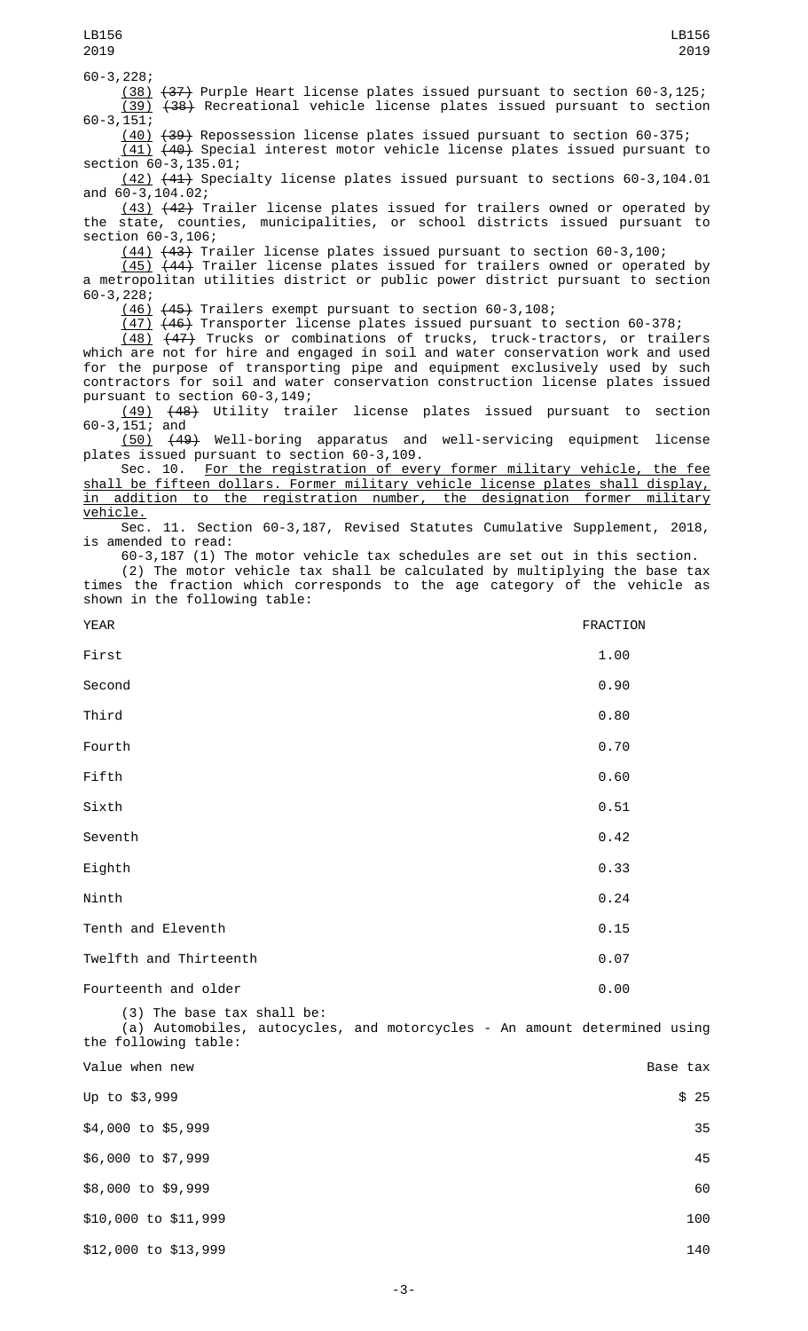60-3,228;

(38) ~~(37)~~ Purple Heart license plates issued pursuant to section 60-3,125;

(39) ~~(38)~~ Recreational vehicle license plates issued pursuant to section 60-3,151;

(40) ~~(39)~~ Repossession license plates issued pursuant to section 60-375;

(41) ~~(40)~~ Special interest motor vehicle license plates issued pursuant to section 60-3,135.01;

(42) ~~(41)~~ Specialty license plates issued pursuant to sections 60-3,104.01 and 60-3,104.02;

(43) ~~(42)~~ Trailer license plates issued for trailers owned or operated by the state, counties, municipalities, or school districts issued pursuant to section 60-3,106;

(44) ~~(43)~~ Trailer license plates issued pursuant to section 60-3,100;

(45) ~~(44)~~ Trailer license plates issued for trailers owned or operated by a metropolitan utilities district or public power district pursuant to section 60-3,228;

(46) ~~(45)~~ Trailers exempt pursuant to section 60-3,108;

(47) ~~(46)~~ Transporter license plates issued pursuant to section 60-378;

(48) ~~(47)~~ Trucks or combinations of trucks, truck-tractors, or trailers which are not for hire and engaged in soil and water conservation work and used for the purpose of transporting pipe and equipment exclusively used by such contractors for soil and water conservation construction license plates issued pursuant to section 60-3,149;

(49) ~~(48)~~ Utility trailer license plates issued pursuant to section 60-3,151; and

(50) ~~(49)~~ Well-boring apparatus and well-servicing equipment license plates issued pursuant to section 60-3,109.

Sec. 10. For the registration of every former military vehicle, the fee shall be fifteen dollars. Former military vehicle license plates shall display, in addition to the registration number, the designation former military vehicle.

Sec. 11. Section 60-3,187, Revised Statutes Cumulative Supplement, 2018, is amended to read:

60-3,187 (1) The motor vehicle tax schedules are set out in this section.

(2) The motor vehicle tax shall be calculated by multiplying the base tax times the fraction which corresponds to the age category of the vehicle as shown in the following table:

| YEAR | FRACTION |
|---|---|
| First | 1.00 |
| Second | 0.90 |
| Third | 0.80 |
| Fourth | 0.70 |
| Fifth | 0.60 |
| Sixth | 0.51 |
| Seventh | 0.42 |
| Eighth | 0.33 |
| Ninth | 0.24 |
| Tenth and Eleventh | 0.15 |
| Twelfth and Thirteenth | 0.07 |
| Fourteenth and older | 0.00 |

(3) The base tax shall be:

(a) Automobiles, autocycles, and motorcycles - An amount determined using the following table:

| Value when new | Base tax |
|---|---|
| Up to $3,999 | $ 25 |
| $4,000 to $5,999 | 35 |
| $6,000 to $7,999 | 45 |
| $8,000 to $9,999 | 60 |
| $10,000 to $11,999 | 100 |
| $12,000 to $13,999 | 140 |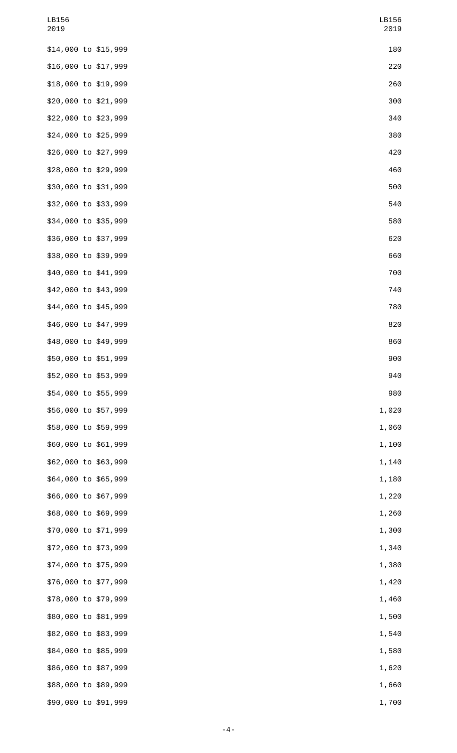| | |
|---|---|
| $14,000 to $15,999 | 180 |
| $16,000 to $17,999 | 220 |
| $18,000 to $19,999 | 260 |
| $20,000 to $21,999 | 300 |
| $22,000 to $23,999 | 340 |
| $24,000 to $25,999 | 380 |
| $26,000 to $27,999 | 420 |
| $28,000 to $29,999 | 460 |
| $30,000 to $31,999 | 500 |
| $32,000 to $33,999 | 540 |
| $34,000 to $35,999 | 580 |
| $36,000 to $37,999 | 620 |
| $38,000 to $39,999 | 660 |
| $40,000 to $41,999 | 700 |
| $42,000 to $43,999 | 740 |
| $44,000 to $45,999 | 780 |
| $46,000 to $47,999 | 820 |
| $48,000 to $49,999 | 860 |
| $50,000 to $51,999 | 900 |
| $52,000 to $53,999 | 940 |
| $54,000 to $55,999 | 980 |
| $56,000 to $57,999 | 1,020 |
| $58,000 to $59,999 | 1,060 |
| $60,000 to $61,999 | 1,100 |
| $62,000 to $63,999 | 1,140 |
| $64,000 to $65,999 | 1,180 |
| $66,000 to $67,999 | 1,220 |
| $68,000 to $69,999 | 1,260 |
| $70,000 to $71,999 | 1,300 |
| $72,000 to $73,999 | 1,340 |
| $74,000 to $75,999 | 1,380 |
| $76,000 to $77,999 | 1,420 |
| $78,000 to $79,999 | 1,460 |
| $80,000 to $81,999 | 1,500 |
| $82,000 to $83,999 | 1,540 |
| $84,000 to $85,999 | 1,580 |
| $86,000 to $87,999 | 1,620 |
| $88,000 to $89,999 | 1,660 |
| $90,000 to $91,999 | 1,700 |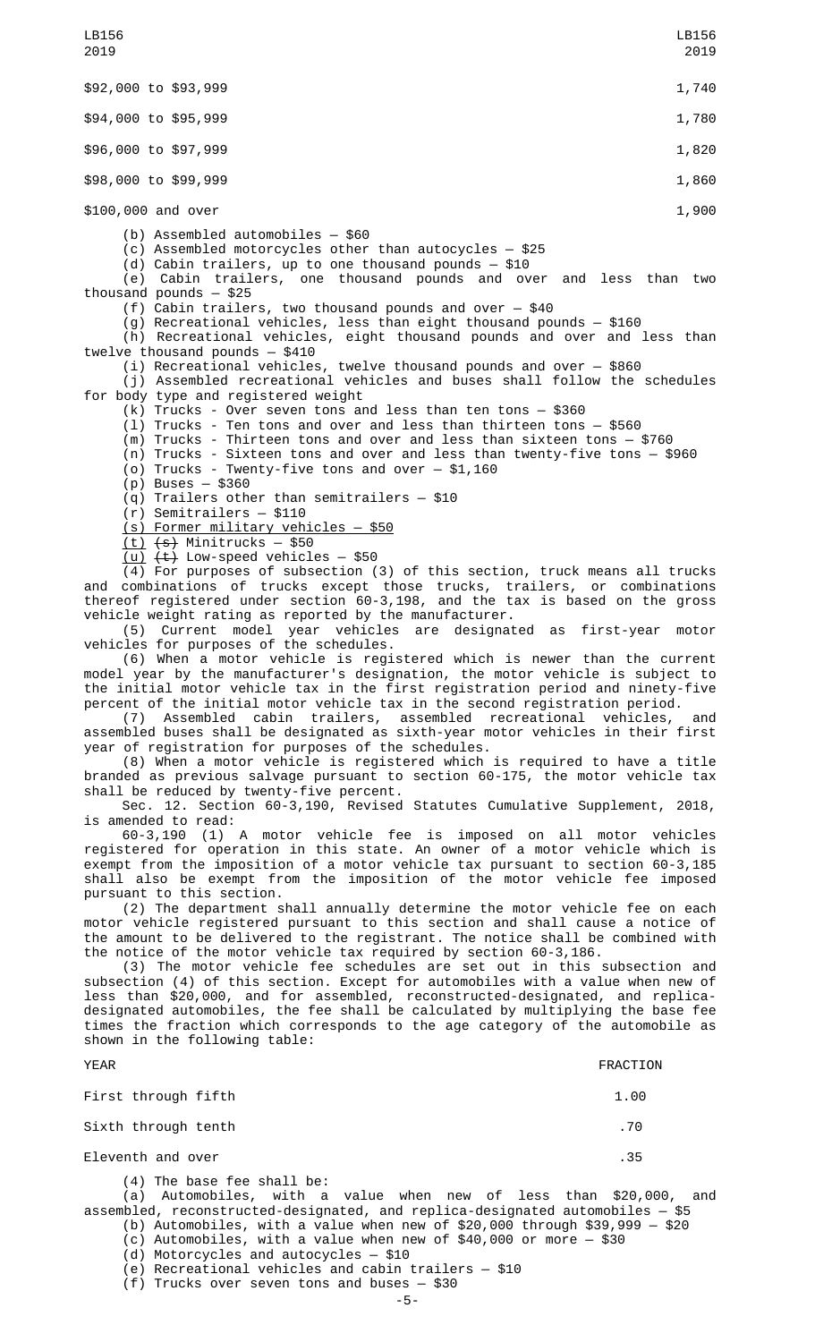| | |
|---|---|
| $92,000 to $93,999 | 1,740 |
| $94,000 to $95,999 | 1,780 |
| $96,000 to $97,999 | 1,820 |
| $98,000 to $99,999 | 1,860 |
| $100,000 and over | 1,900 |

(b) Assembled automobiles — $60

(c) Assembled motorcycles other than autocycles — $25

(d) Cabin trailers, up to one thousand pounds — $10

(e) Cabin trailers, one thousand pounds and over and less than two thousand pounds — $25

(f) Cabin trailers, two thousand pounds and over — $40

(g) Recreational vehicles, less than eight thousand pounds — $160

(h) Recreational vehicles, eight thousand pounds and over and less than twelve thousand pounds — $410

(i) Recreational vehicles, twelve thousand pounds and over — $860

(j) Assembled recreational vehicles and buses shall follow the schedules for body type and registered weight

(k) Trucks - Over seven tons and less than ten tons — $360

(l) Trucks - Ten tons and over and less than thirteen tons — $560

(m) Trucks - Thirteen tons and over and less than sixteen tons — $760

(n) Trucks - Sixteen tons and over and less than twenty-five tons — $960

(o) Trucks - Twenty-five tons and over — $1,160

(p) Buses — $360

(q) Trailers other than semitrailers — $10

(r) Semitrailers — $110

<u>(s) Former military vehicles — $50</u>

<u>(t)</u> ~~(s)~~ Minitrucks — $50

<u>(u)</u> ~~(t)~~ Low-speed vehicles — $50

(4) For purposes of subsection (3) of this section, truck means all trucks and combinations of trucks except those trucks, trailers, or combinations thereof registered under section 60-3,198, and the tax is based on the gross vehicle weight rating as reported by the manufacturer.

(5) Current model year vehicles are designated as first-year motor vehicles for purposes of the schedules.

(6) When a motor vehicle is registered which is newer than the current model year by the manufacturer's designation, the motor vehicle is subject to the initial motor vehicle tax in the first registration period and ninety-five percent of the initial motor vehicle tax in the second registration period.

(7) Assembled cabin trailers, assembled recreational vehicles, and assembled buses shall be designated as sixth-year motor vehicles in their first year of registration for purposes of the schedules.

(8) When a motor vehicle is registered which is required to have a title branded as previous salvage pursuant to section 60-175, the motor vehicle tax shall be reduced by twenty-five percent.

Sec. 12. Section 60-3,190, Revised Statutes Cumulative Supplement, 2018, is amended to read:

60-3,190 (1) A motor vehicle fee is imposed on all motor vehicles registered for operation in this state. An owner of a motor vehicle which is exempt from the imposition of a motor vehicle tax pursuant to section 60-3,185 shall also be exempt from the imposition of the motor vehicle fee imposed pursuant to this section.

(2) The department shall annually determine the motor vehicle fee on each motor vehicle registered pursuant to this section and shall cause a notice of the amount to be delivered to the registrant. The notice shall be combined with the notice of the motor vehicle tax required by section 60-3,186.

(3) The motor vehicle fee schedules are set out in this subsection and subsection (4) of this section. Except for automobiles with a value when new of less than $20,000, and for assembled, reconstructed-designated, and replica-designated automobiles, the fee shall be calculated by multiplying the base fee times the fraction which corresponds to the age category of the automobile as shown in the following table:

| YEAR | FRACTION |
|---|---|
| First through fifth | 1.00 |
| Sixth through tenth | .70 |
| Eleventh and over | .35 |

(4) The base fee shall be:

(a) Automobiles, with a value when new of less than $20,000, and assembled, reconstructed-designated, and replica-designated automobiles — $5

(b) Automobiles, with a value when new of $20,000 through $39,999 — $20

(c) Automobiles, with a value when new of $40,000 or more — $30

(d) Motorcycles and autocycles — $10

(e) Recreational vehicles and cabin trailers — $10

(f) Trucks over seven tons and buses — $30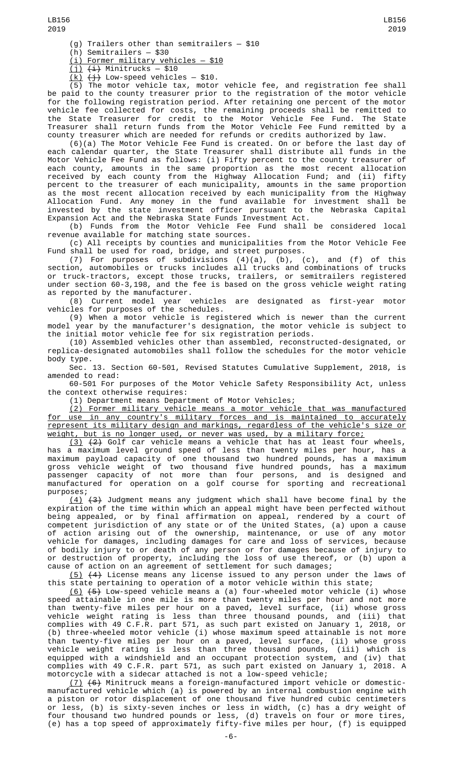(g) Trailers other than semitrailers — $10

(h) Semitrailers — $30

(i) Former military vehicles — $10

(j) ~~(i)~~ Minitrucks — $10

(k) ~~(j)~~ Low-speed vehicles — $10.

(5) The motor vehicle tax, motor vehicle fee, and registration fee shall be paid to the county treasurer prior to the registration of the motor vehicle for the following registration period. After retaining one percent of the motor vehicle fee collected for costs, the remaining proceeds shall be remitted to the State Treasurer for credit to the Motor Vehicle Fee Fund. The State Treasurer shall return funds from the Motor Vehicle Fee Fund remitted by a county treasurer which are needed for refunds or credits authorized by law.

(6)(a) The Motor Vehicle Fee Fund is created. On or before the last day of each calendar quarter, the State Treasurer shall distribute all funds in the Motor Vehicle Fee Fund as follows: (i) Fifty percent to the county treasurer of each county, amounts in the same proportion as the most recent allocation received by each county from the Highway Allocation Fund; and (ii) fifty percent to the treasurer of each municipality, amounts in the same proportion as the most recent allocation received by each municipality from the Highway Allocation Fund. Any money in the fund available for investment shall be invested by the state investment officer pursuant to the Nebraska Capital Expansion Act and the Nebraska State Funds Investment Act.

(b) Funds from the Motor Vehicle Fee Fund shall be considered local revenue available for matching state sources.

(c) All receipts by counties and municipalities from the Motor Vehicle Fee Fund shall be used for road, bridge, and street purposes.

(7) For purposes of subdivisions (4)(a), (b), (c), and (f) of this section, automobiles or trucks includes all trucks and combinations of trucks or truck-tractors, except those trucks, trailers, or semitrailers registered under section 60-3,198, and the fee is based on the gross vehicle weight rating as reported by the manufacturer.

(8) Current model year vehicles are designated as first-year motor vehicles for purposes of the schedules.

(9) When a motor vehicle is registered which is newer than the current model year by the manufacturer's designation, the motor vehicle is subject to the initial motor vehicle fee for six registration periods.

(10) Assembled vehicles other than assembled, reconstructed-designated, or replica-designated automobiles shall follow the schedules for the motor vehicle body type.

Sec. 13. Section 60-501, Revised Statutes Cumulative Supplement, 2018, is amended to read:

60-501 For purposes of the Motor Vehicle Safety Responsibility Act, unless the context otherwise requires:

(1) Department means Department of Motor Vehicles;

(2) Former military vehicle means a motor vehicle that was manufactured for use in any country's military forces and is maintained to accurately represent its military design and markings, regardless of the vehicle's size or weight, but is no longer used, or never was used, by a military force;

(3) ~~(2)~~ Golf car vehicle means a vehicle that has at least four wheels, has a maximum level ground speed of less than twenty miles per hour, has a maximum payload capacity of one thousand two hundred pounds, has a maximum gross vehicle weight of two thousand five hundred pounds, has a maximum passenger capacity of not more than four persons, and is designed and manufactured for operation on a golf course for sporting and recreational purposes;

(4) ~~(3)~~ Judgment means any judgment which shall have become final by the expiration of the time within which an appeal might have been perfected without being appealed, or by final affirmation on appeal, rendered by a court of competent jurisdiction of any state or of the United States, (a) upon a cause of action arising out of the ownership, maintenance, or use of any motor vehicle for damages, including damages for care and loss of services, because of bodily injury to or death of any person or for damages because of injury to or destruction of property, including the loss of use thereof, or (b) upon a cause of action on an agreement of settlement for such damages;

(5) ~~(4)~~ License means any license issued to any person under the laws of this state pertaining to operation of a motor vehicle within this state;

(6) ~~(5)~~ Low-speed vehicle means a (a) four-wheeled motor vehicle (i) whose speed attainable in one mile is more than twenty miles per hour and not more than twenty-five miles per hour on a paved, level surface, (ii) whose gross vehicle weight rating is less than three thousand pounds, and (iii) that complies with 49 C.F.R. part 571, as such part existed on January 1, 2018, or (b) three-wheeled motor vehicle (i) whose maximum speed attainable is not more than twenty-five miles per hour on a paved, level surface, (ii) whose gross vehicle weight rating is less than three thousand pounds, (iii) which is equipped with a windshield and an occupant protection system, and (iv) that complies with 49 C.F.R. part 571, as such part existed on January 1, 2018. A motorcycle with a sidecar attached is not a low-speed vehicle;

(7) ~~(6)~~ Minitruck means a foreign-manufactured import vehicle or domestic-manufactured vehicle which (a) is powered by an internal combustion engine with a piston or rotor displacement of one thousand five hundred cubic centimeters or less, (b) is sixty-seven inches or less in width, (c) has a dry weight of four thousand two hundred pounds or less, (d) travels on four or more tires, (e) has a top speed of approximately fifty-five miles per hour, (f) is equipped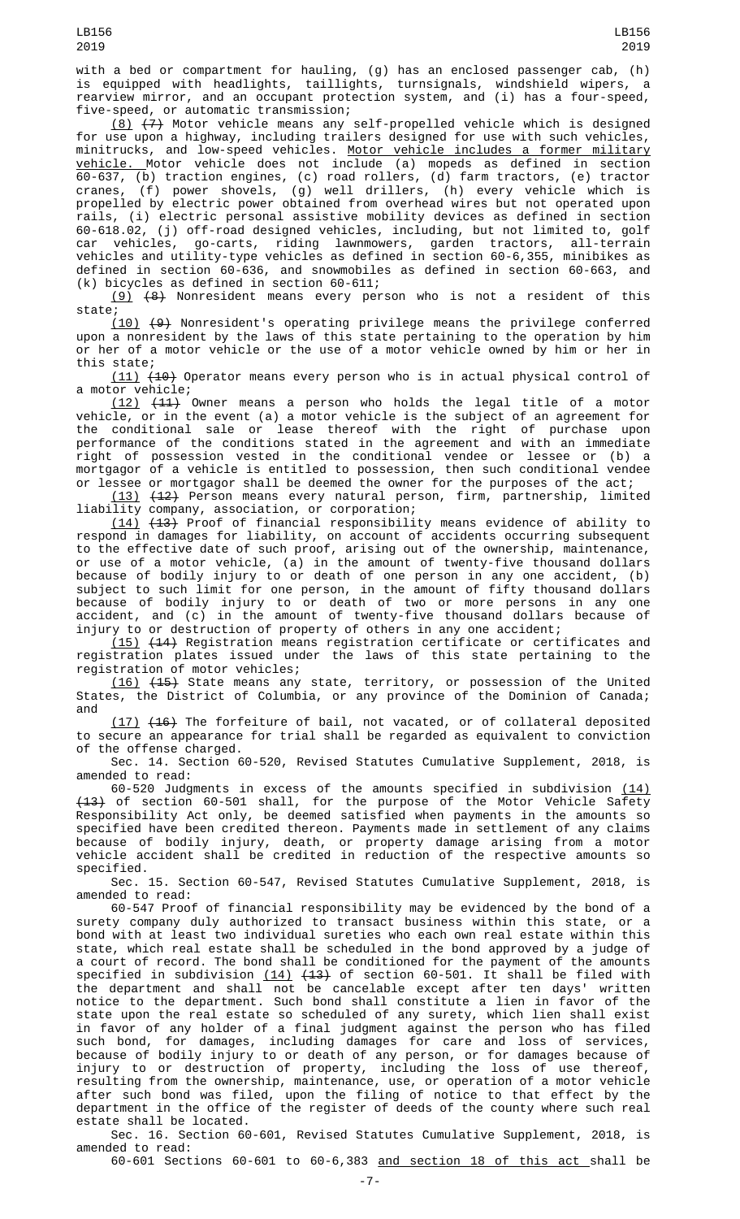with a bed or compartment for hauling, (g) has an enclosed passenger cab, (h) is equipped with headlights, taillights, turnsignals, windshield wipers, a rearview mirror, and an occupant protection system, and (i) has a four-speed, five-speed, or automatic transmission;

(8) ~~(7)~~ Motor vehicle means any self-propelled vehicle which is designed for use upon a highway, including trailers designed for use with such vehicles, minitrucks, and low-speed vehicles. Motor vehicle includes a former military vehicle. Motor vehicle does not include (a) mopeds as defined in section 60-637, (b) traction engines, (c) road rollers, (d) farm tractors, (e) tractor cranes, (f) power shovels, (g) well drillers, (h) every vehicle which is propelled by electric power obtained from overhead wires but not operated upon rails, (i) electric personal assistive mobility devices as defined in section 60-618.02, (j) off-road designed vehicles, including, but not limited to, golf car vehicles, go-carts, riding lawnmowers, garden tractors, all-terrain vehicles and utility-type vehicles as defined in section 60-6,355, minibikes as defined in section 60-636, and snowmobiles as defined in section 60-663, and (k) bicycles as defined in section 60-611;

(9) ~~(8)~~ Nonresident means every person who is not a resident of this state;

(10) ~~(9)~~ Nonresident's operating privilege means the privilege conferred upon a nonresident by the laws of this state pertaining to the operation by him or her of a motor vehicle or the use of a motor vehicle owned by him or her in this state;

(11) ~~(10)~~ Operator means every person who is in actual physical control of a motor vehicle;

(12) ~~(11)~~ Owner means a person who holds the legal title of a motor vehicle, or in the event (a) a motor vehicle is the subject of an agreement for the conditional sale or lease thereof with the right of purchase upon performance of the conditions stated in the agreement and with an immediate right of possession vested in the conditional vendee or lessee or (b) a mortgagor of a vehicle is entitled to possession, then such conditional vendee or lessee or mortgagor shall be deemed the owner for the purposes of the act;

(13) ~~(12)~~ Person means every natural person, firm, partnership, limited liability company, association, or corporation;

(14) ~~(13)~~ Proof of financial responsibility means evidence of ability to respond in damages for liability, on account of accidents occurring subsequent to the effective date of such proof, arising out of the ownership, maintenance, or use of a motor vehicle, (a) in the amount of twenty-five thousand dollars because of bodily injury to or death of one person in any one accident, (b) subject to such limit for one person, in the amount of fifty thousand dollars because of bodily injury to or death of two or more persons in any one accident, and (c) in the amount of twenty-five thousand dollars because of injury to or destruction of property of others in any one accident;

(15) ~~(14)~~ Registration means registration certificate or certificates and registration plates issued under the laws of this state pertaining to the registration of motor vehicles;

(16) ~~(15)~~ State means any state, territory, or possession of the United States, the District of Columbia, or any province of the Dominion of Canada; and

(17) ~~(16)~~ The forfeiture of bail, not vacated, or of collateral deposited to secure an appearance for trial shall be regarded as equivalent to conviction of the offense charged.

Sec. 14. Section 60-520, Revised Statutes Cumulative Supplement, 2018, is amended to read:

60-520 Judgments in excess of the amounts specified in subdivision (14) ~~(13)~~ of section 60-501 shall, for the purpose of the Motor Vehicle Safety Responsibility Act only, be deemed satisfied when payments in the amounts so specified have been credited thereon. Payments made in settlement of any claims because of bodily injury, death, or property damage arising from a motor vehicle accident shall be credited in reduction of the respective amounts so specified.

Sec. 15. Section 60-547, Revised Statutes Cumulative Supplement, 2018, is amended to read:

60-547 Proof of financial responsibility may be evidenced by the bond of a surety company duly authorized to transact business within this state, or a bond with at least two individual sureties who each own real estate within this state, which real estate shall be scheduled in the bond approved by a judge of a court of record. The bond shall be conditioned for the payment of the amounts specified in subdivision (14) ~~(13)~~ of section 60-501. It shall be filed with the department and shall not be cancelable except after ten days' written notice to the department. Such bond shall constitute a lien in favor of the state upon the real estate so scheduled of any surety, which lien shall exist in favor of any holder of a final judgment against the person who has filed such bond, for damages, including damages for care and loss of services, because of bodily injury to or death of any person, or for damages because of injury to or destruction of property, including the loss of use thereof, resulting from the ownership, maintenance, use, or operation of a motor vehicle after such bond was filed, upon the filing of notice to that effect by the department in the office of the register of deeds of the county where such real estate shall be located.

Sec. 16. Section 60-601, Revised Statutes Cumulative Supplement, 2018, is amended to read:

60-601 Sections 60-601 to 60-6,383 and section 18 of this act shall be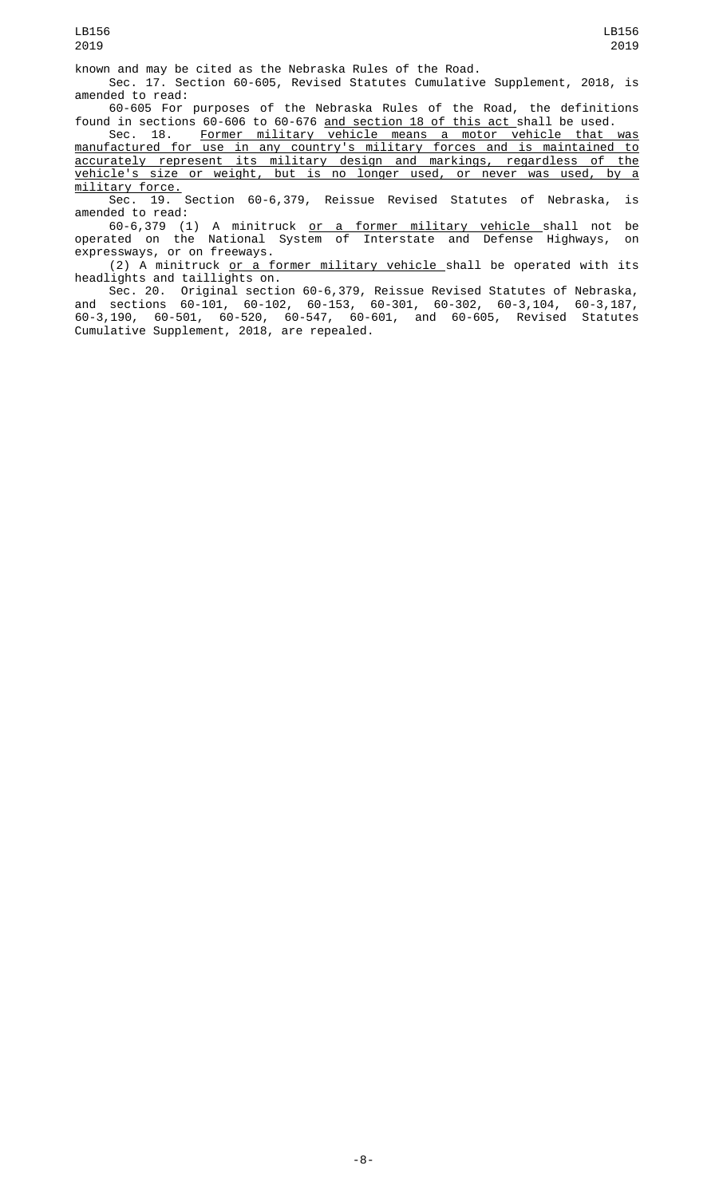known and may be cited as the Nebraska Rules of the Road.

Sec. 17. Section 60-605, Revised Statutes Cumulative Supplement, 2018, is amended to read:

60-605 For purposes of the Nebraska Rules of the Road, the definitions found in sections 60-606 to 60-676 and section 18 of this act shall be used.

Sec. 18. Former military vehicle means a motor vehicle that was manufactured for use in any country's military forces and is maintained to accurately represent its military design and markings, regardless of the vehicle's size or weight, but is no longer used, or never was used, by a military force.

Sec. 19. Section 60-6,379, Reissue Revised Statutes of Nebraska, is amended to read:

60-6,379 (1) A minitruck or a former military vehicle shall not be operated on the National System of Interstate and Defense Highways, on expressways, or on freeways.

(2) A minitruck or a former military vehicle shall be operated with its headlights and taillights on.

Sec. 20. Original section 60-6,379, Reissue Revised Statutes of Nebraska, and sections 60-101, 60-102, 60-153, 60-301, 60-302, 60-3,104, 60-3,187, 60-3,190, 60-501, 60-520, 60-547, 60-601, and 60-605, Revised Statutes Cumulative Supplement, 2018, are repealed.